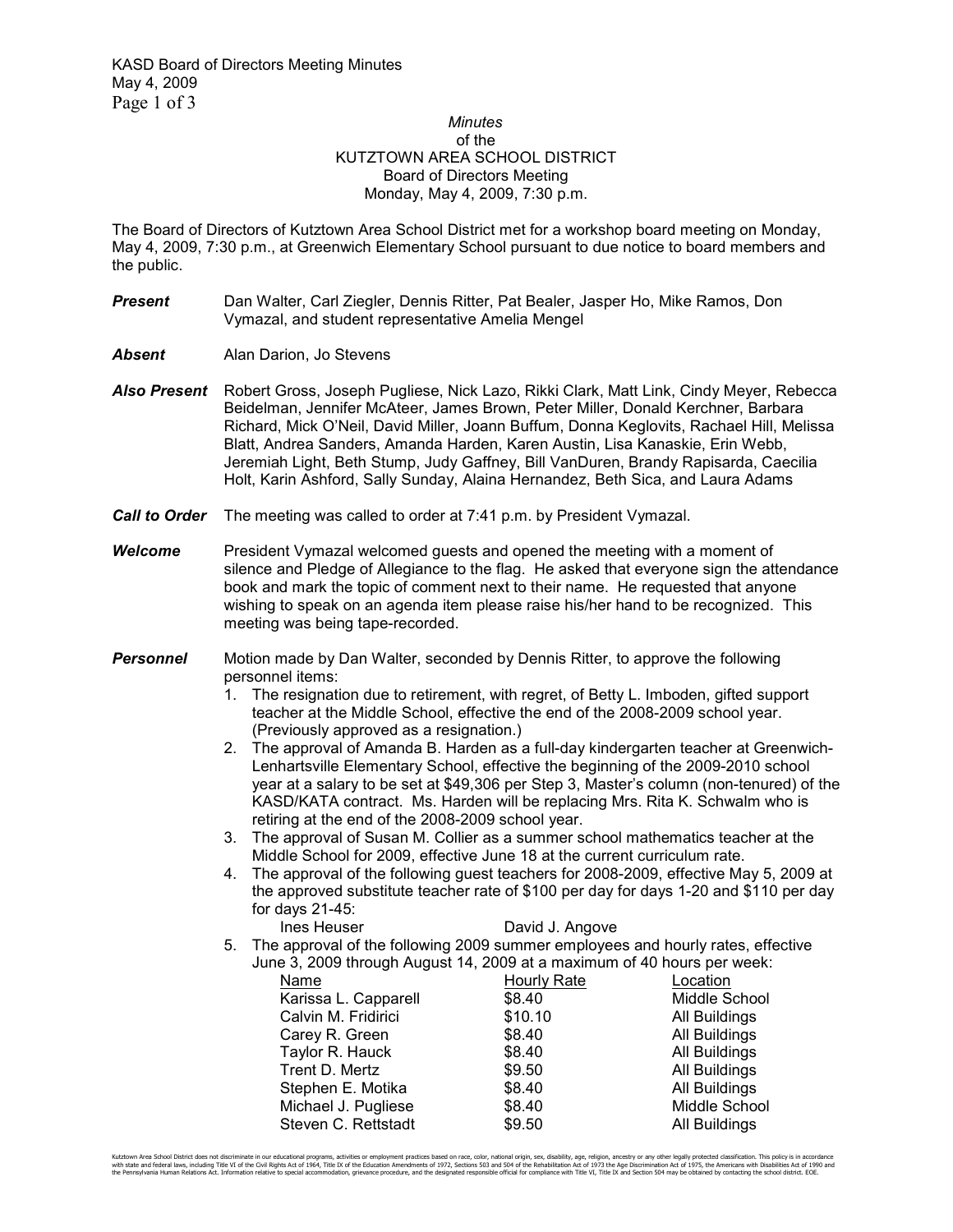*Minutes*
of the
KUTZTOWN AREA SCHOOL DISTRICT
Board of Directors Meeting
Monday, May 4, 2009, 7:30 p.m.

The Board of Directors of Kutztown Area School District met for a workshop board meeting on Monday, May 4, 2009, 7:30 p.m., at Greenwich Elementary School pursuant to due notice to board members and the public.

***Present*** Dan Walter, Carl Ziegler, Dennis Ritter, Pat Bealer, Jasper Ho, Mike Ramos, Don Vymazal, and student representative Amelia Mengel

***Absent*** Alan Darion, Jo Stevens

***Also Present*** Robert Gross, Joseph Pugliese, Nick Lazo, Rikki Clark, Matt Link, Cindy Meyer, Rebecca Beidelman, Jennifer McAteer, James Brown, Peter Miller, Donald Kerchner, Barbara Richard, Mick O'Neil, David Miller, Joann Buffum, Donna Keglovits, Rachael Hill, Melissa Blatt, Andrea Sanders, Amanda Harden, Karen Austin, Lisa Kanaskie, Erin Webb, Jeremiah Light, Beth Stump, Judy Gaffney, Bill VanDuren, Brandy Rapisarda, Caecilia Holt, Karin Ashford, Sally Sunday, Alaina Hernandez, Beth Sica, and Laura Adams

***Call to Order*** The meeting was called to order at 7:41 p.m. by President Vymazal.

***Welcome*** President Vymazal welcomed guests and opened the meeting with a moment of silence and Pledge of Allegiance to the flag. He asked that everyone sign the attendance book and mark the topic of comment next to their name. He requested that anyone wishing to speak on an agenda item please raise his/her hand to be recognized. This meeting was being tape-recorded.

***Personnel*** Motion made by Dan Walter, seconded by Dennis Ritter, to approve the following personnel items:

1. The resignation due to retirement, with regret, of Betty L. Imboden, gifted support teacher at the Middle School, effective the end of the 2008-2009 school year. (Previously approved as a resignation.)
2. The approval of Amanda B. Harden as a full-day kindergarten teacher at Greenwich-Lenhartsville Elementary School, effective the beginning of the 2009-2010 school year at a salary to be set at $49,306 per Step 3, Master's column (non-tenured) of the KASD/KATA contract. Ms. Harden will be replacing Mrs. Rita K. Schwalm who is retiring at the end of the 2008-2009 school year.
3. The approval of Susan M. Collier as a summer school mathematics teacher at the Middle School for 2009, effective June 18 at the current curriculum rate.
4. The approval of the following guest teachers for 2008-2009, effective May 5, 2009 at the approved substitute teacher rate of $100 per day for days 1-20 and $110 per day for days 21-45:

   Ines Heuser &nbsp;&nbsp;&nbsp;&nbsp; David J. Angove

5. The approval of the following 2009 summer employees and hourly rates, effective June 3, 2009 through August 14, 2009 at a maximum of 40 hours per week:

| Name | Hourly Rate | Location |
|---|---|---|
| Karissa L. Capparell | $8.40 | Middle School |
| Calvin M. Fridirici | $10.10 | All Buildings |
| Carey R. Green | $8.40 | All Buildings |
| Taylor R. Hauck | $8.40 | All Buildings |
| Trent D. Mertz | $9.50 | All Buildings |
| Stephen E. Motika | $8.40 | All Buildings |
| Michael J. Pugliese | $8.40 | Middle School |
| Steven C. Rettstadt | $9.50 | All Buildings |

Kutztown Area School District does not discriminate in our educational programs, activities or employment practices based on race, color, national origin, sex, disability, age, religion, ancestry or any other legally protected classification. This policy is in accordance with state and federal laws, including Title VI of the Civil Rights Act of 1964, Title IX of the Education Amendments of 1972, Sections 503 and 504 of the Rehabilitation Act of 1973 the Age Discrimination Act of 1975, the Americans with Disabilities Act of 1990 and the Pennsylvania Human Relations Act. Information relative to special accommodation, grievance procedure, and the designated responsible official for compliance with Title VI, Title IX and Section 504 may be obtained by contacting the school district. EOE.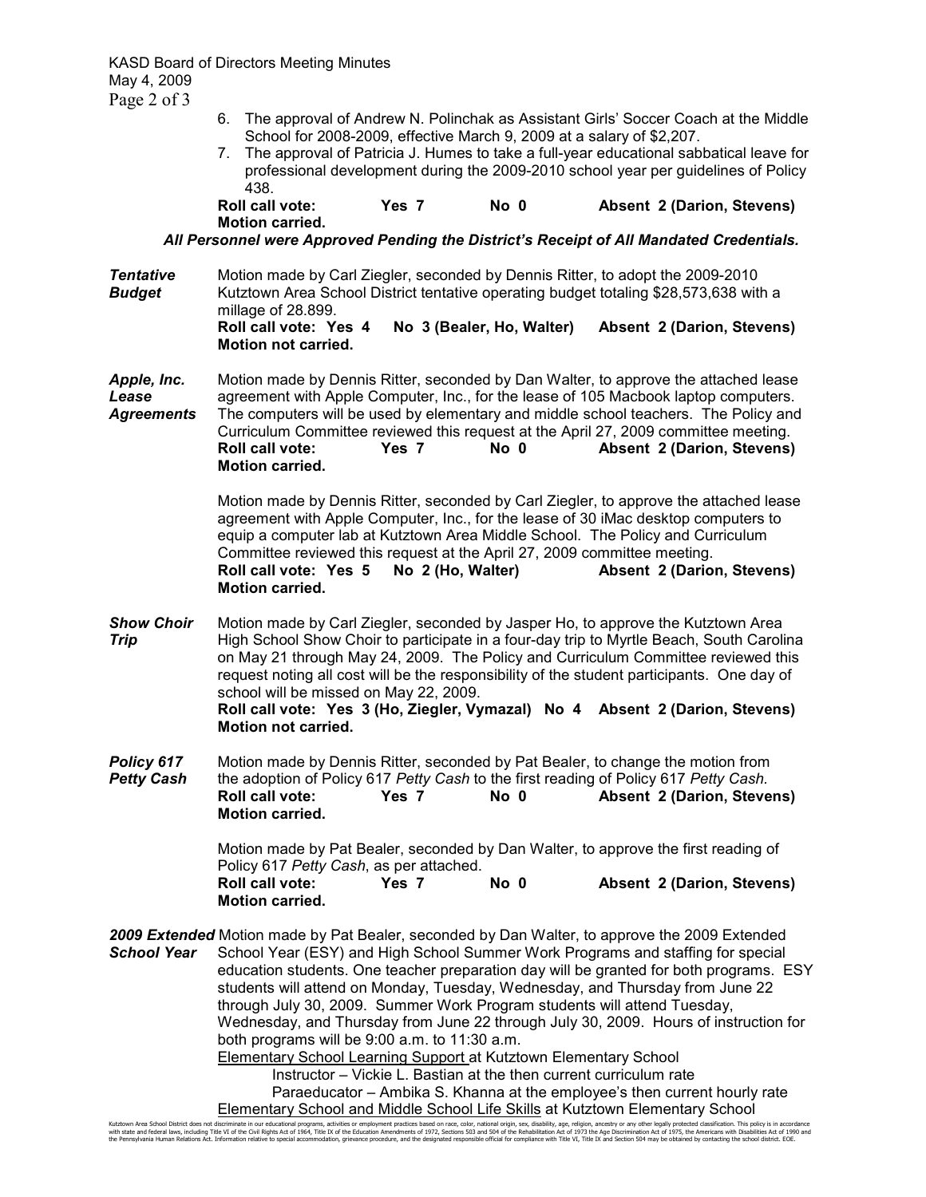6. The approval of Andrew N. Polinchak as Assistant Girls' Soccer Coach at the Middle School for 2008-2009, effective March 9, 2009 at a salary of $2,207.
7. The approval of Patricia J. Humes to take a full-year educational sabbatical leave for professional development during the 2009-2010 school year per guidelines of Policy 438.

**Roll call vote: Yes 7 No 0 Absent 2 (Darion, Stevens)**
**Motion carried.**

***All Personnel were Approved Pending the District's Receipt of All Mandated Credentials.***

***Tentative Budget***

Motion made by Carl Ziegler, seconded by Dennis Ritter, to adopt the 2009-2010 Kutztown Area School District tentative operating budget totaling $28,573,638 with a millage of 28.899.
**Roll call vote: Yes 4 No 3 (Bealer, Ho, Walter) Absent 2 (Darion, Stevens)**
**Motion not carried.**

***Apple, Inc. Lease Agreements***

Motion made by Dennis Ritter, seconded by Dan Walter, to approve the attached lease agreement with Apple Computer, Inc., for the lease of 105 Macbook laptop computers. The computers will be used by elementary and middle school teachers. The Policy and Curriculum Committee reviewed this request at the April 27, 2009 committee meeting.
**Roll call vote: Yes 7 No 0 Absent 2 (Darion, Stevens)**
**Motion carried.**

Motion made by Dennis Ritter, seconded by Carl Ziegler, to approve the attached lease agreement with Apple Computer, Inc., for the lease of 30 iMac desktop computers to equip a computer lab at Kutztown Area Middle School. The Policy and Curriculum Committee reviewed this request at the April 27, 2009 committee meeting.
**Roll call vote: Yes 5 No 2 (Ho, Walter) Absent 2 (Darion, Stevens)**
**Motion carried.**

***Show Choir Trip***

Motion made by Carl Ziegler, seconded by Jasper Ho, to approve the Kutztown Area High School Show Choir to participate in a four-day trip to Myrtle Beach, South Carolina on May 21 through May 24, 2009. The Policy and Curriculum Committee reviewed this request noting all cost will be the responsibility of the student participants. One day of school will be missed on May 22, 2009.
**Roll call vote: Yes 3 (Ho, Ziegler, Vymazal) No 4 Absent 2 (Darion, Stevens)**
**Motion not carried.**

***Policy 617 Petty Cash***

Motion made by Dennis Ritter, seconded by Pat Bealer, to change the motion from the adoption of Policy 617 *Petty Cash* to the first reading of Policy 617 *Petty Cash.*
**Roll call vote: Yes 7 No 0 Absent 2 (Darion, Stevens)**
**Motion carried.**

Motion made by Pat Bealer, seconded by Dan Walter, to approve the first reading of Policy 617 *Petty Cash*, as per attached.
**Roll call vote: Yes 7 No 0 Absent 2 (Darion, Stevens)**
**Motion carried.**

***2009 Extended School Year***

Motion made by Pat Bealer, seconded by Dan Walter, to approve the 2009 Extended School Year (ESY) and High School Summer Work Programs and staffing for special education students. One teacher preparation day will be granted for both programs. ESY students will attend on Monday, Tuesday, Wednesday, and Thursday from June 22 through July 30, 2009. Summer Work Program students will attend Tuesday, Wednesday, and Thursday from June 22 through July 30, 2009. Hours of instruction for both programs will be 9:00 a.m. to 11:30 a.m.

Elementary School Learning Support at Kutztown Elementary School
- Instructor – Vickie L. Bastian at the then current curriculum rate
- Paraeducator – Ambika S. Khanna at the employee's then current hourly rate

Elementary School and Middle School Life Skills at Kutztown Elementary School

Kutztown Area School District does not discriminate in our educational programs, activities or employment practices based on race, color, national origin, sex, disability, age, religion, ancestry or any other legally protected classification. This policy is in accordance with state and federal laws, including Title VI of the Civil Rights Act of 1964, Title IX of the Education Amendments of 1972, Sections 503 and 504 of the Rehabilitation Act of 1973 the Age Discrimination Act of 1975, the Americans with Disabilities Act of 1990 and the Pennsylvania Human Relations Act. Information relative to special accommodation, grievance procedure, and the designated responsible official for compliance with Title VI, Title IX and Section 504 may be obtained by contacting the school district. EOE.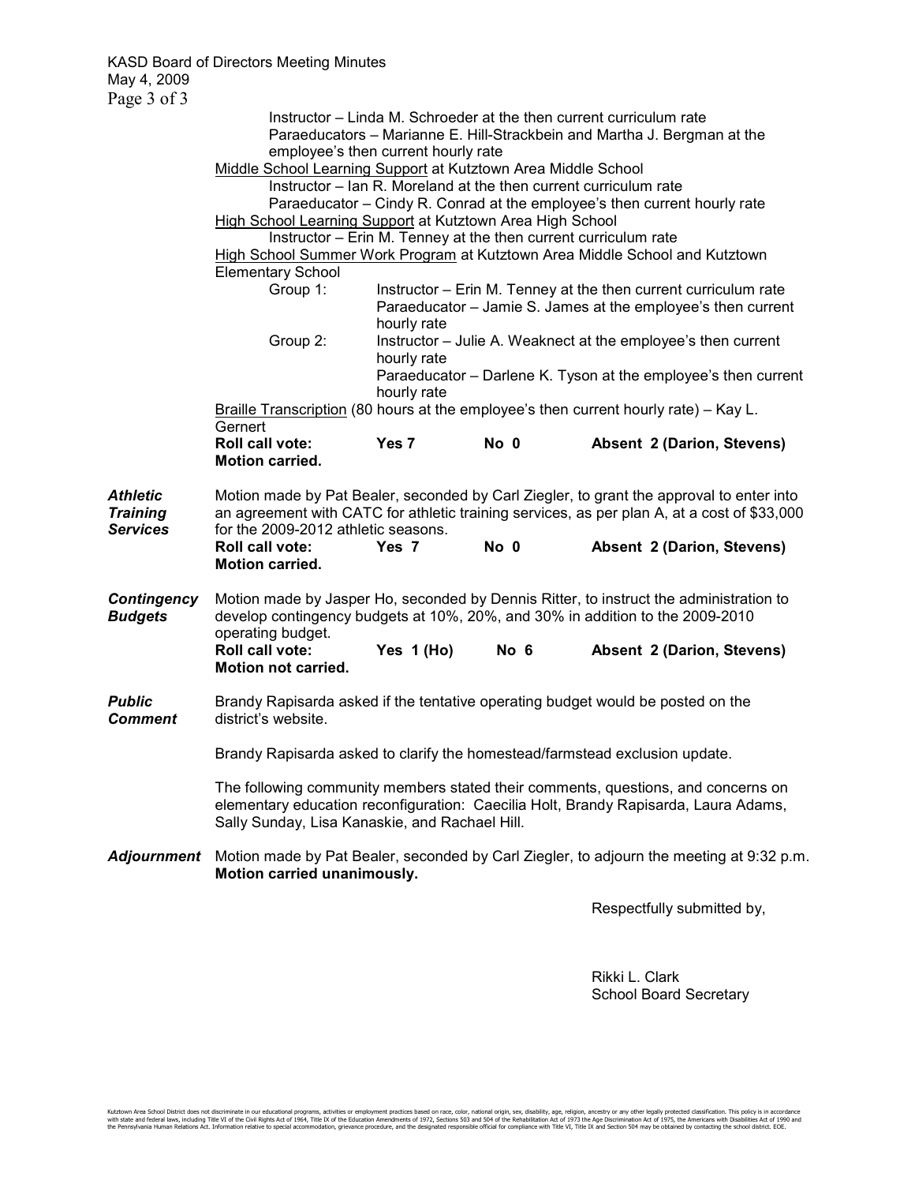Instructor – Linda M. Schroeder at the then current curriculum rate
Paraeducators – Marianne E. Hill-Strackbein and Martha J. Bergman at the employee's then current hourly rate

Middle School Learning Support at Kutztown Area Middle School
Instructor – Ian R. Moreland at the then current curriculum rate
Paraeducator – Cindy R. Conrad at the employee's then current hourly rate

High School Learning Support at Kutztown Area High School
Instructor – Erin M. Tenney at the then current curriculum rate

High School Summer Work Program at Kutztown Area Middle School and Kutztown Elementary School
Group 1: Instructor – Erin M. Tenney at the then current curriculum rate
Paraeducator – Jamie S. James at the employee's then current hourly rate
Group 2: Instructor – Julie A. Weaknect at the employee's then current hourly rate
Paraeducator – Darlene K. Tyson at the employee's then current hourly rate

Braille Transcription (80 hours at the employee's then current hourly rate) – Kay L. Gernert

**Roll call vote: Yes 7 No 0 Absent 2 (Darion, Stevens)**
**Motion carried.**

***Athletic Training Services*** Motion made by Pat Bealer, seconded by Carl Ziegler, to grant the approval to enter into an agreement with CATC for athletic training services, as per plan A, at a cost of $33,000 for the 2009-2012 athletic seasons.

**Roll call vote: Yes 7 No 0 Absent 2 (Darion, Stevens)**
**Motion carried.**

***Contingency Budgets*** Motion made by Jasper Ho, seconded by Dennis Ritter, to instruct the administration to develop contingency budgets at 10%, 20%, and 30% in addition to the 2009-2010 operating budget.

**Roll call vote: Yes 1 (Ho) No 6 Absent 2 (Darion, Stevens)**
**Motion not carried.**

***Public Comment*** Brandy Rapisarda asked if the tentative operating budget would be posted on the district's website.

Brandy Rapisarda asked to clarify the homestead/farmstead exclusion update.

The following community members stated their comments, questions, and concerns on elementary education reconfiguration: Caecilia Holt, Brandy Rapisarda, Laura Adams, Sally Sunday, Lisa Kanaskie, and Rachael Hill.

***Adjournment*** Motion made by Pat Bealer, seconded by Carl Ziegler, to adjourn the meeting at 9:32 p.m.
**Motion carried unanimously.**

Respectfully submitted by,

Rikki L. Clark
School Board Secretary

Kutztown Area School District does not discriminate in our educational programs, activities or employment practices based on race, color, national origin, sex, disability, age, religion, ancestry or any other legally protected classification. This policy is in accordance with state and federal laws, including Title VI of the Civil Rights Act of 1964, Title IX of the Education Amendments of 1972, Sections 503 and 504 of the Rehabilitation Act of 1973 the Age Discrimination Act of 1975, the Americans with Disabilities Act of 1990 and the Pennsylvania Human Relations Act. Information relative to special accommodation, grievance procedure, and the designated responsible official for compliance with Title VI, Title IX and Section 504 may be obtained by contacting the school district. EOE.